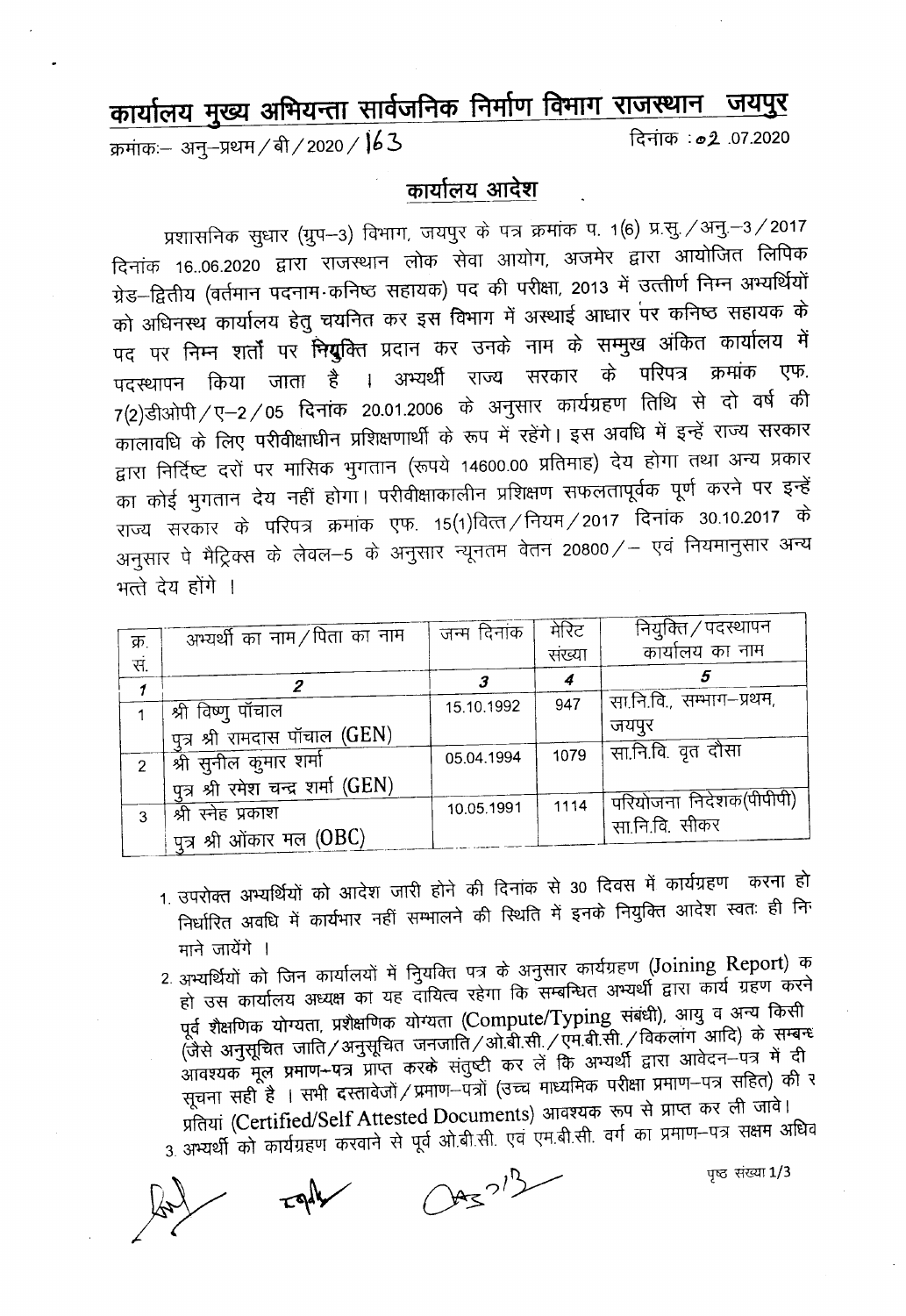# कार्यालय मुख्य अभियन्ता सार्वजनिक निर्माण विभाग राजस्थान जयपुर

क्रमांकः– अनु–प्रथम / बी / 2020 / 163 दिनांक : 02 .07.2020

## कार्यालय आदेश

प्रशासनिक सुधार (ग्रुप–3) विभाग, जयपुर के पत्र क्रमांक प. 1(6) प्र.सु. / अनु.–3 / 2017 दिनांक 16..06.2020 द्वारा राजस्थान लोक सेवा आयोग, अजमेर द्वारा आयोजित लिपिक ग्रेड–द्वितीय (वर्तमान पदनाम-कनिष्ठ सहायक) पद की परीक्षा, 2013 में उत्तीर्ण निम्न अभ्यर्थियों को अधिनस्थ कार्यालय हेतु चयनित कर इस विभाग में अस्थाई आधार पर कनिष्ठ सहायक के पद पर निम्न शर्तों पर नियुक्ति प्रदान कर उनके नाम के सम्मुख अंकित कार्यालय में पदस्थापन किया जाता है । अभ्यर्थी राज्य सरकार के परिपत्र क्रमांक एफ. 7(2)डीओपी / ए–2 / 05 दिनांक 20.01.2006 के अनुसार कार्यग्रहण तिथि से दो वर्ष की कालावधि के लिए परीवीक्षाधीन प्रशिक्षणार्थी के रूप में रहेंगे। इस अवधि में इन्हें राज्य सरकार द्वारा निर्दिष्ट दरों पर मासिक भुगतान (रूपये 14600.00 प्रतिमाह) देय होगा तथा अन्य प्रकार का कोई भुगतान देय नहीं होगा। परीवीक्षाकालीन प्रशिक्षण सफलतापूर्वक पूर्ण करने पर इन्हें राज्य सरकार के परिपत्र क्रमांक एफ. 15(1)वित्त / नियम / 2017 दिनांक 30.10.2017 के अनुसार पे मैट्रिक्स के लेवल–5 के अनुसार न्यूनतम वेतन 20800 / – एवं नियमानुसार अन्य भत्ते देय होंगे ।

| क्र. सं. | अभ्यर्थी का नाम / पिता का नाम | जन्म दिनांक | मेरिट संख्या | नियुक्ति / पदस्थापन कार्यालय का नाम |
|---|---|---|---|---|
| 1 | 2 | 3 | 4 | 5 |
| 1 | श्री विष्णु पाँचाल<br>पुत्र श्री रामदास पाँचाल (GEN) | 15.10.1992 | 947 | सा.नि.वि., सम्भाग–प्रथम, जयपुर |
| 2 | श्री सुनील कुमार शर्मा<br>पुत्र श्री रमेश चन्द्र शर्मा (GEN) | 05.04.1994 | 1079 | सा.नि.वि. वृत दौसा |
| 3 | श्री स्नेह प्रकाश<br>पुत्र श्री ओंकार मल (OBC) | 10.05.1991 | 1114 | परियोजना निदेशक(पीपीपी) सा.नि.वि. सीकर |

1. उपरोक्त अभ्यर्थियों को आदेश जारी होने की दिनांक से 30 दिवस में कार्यग्रहण करना हो निर्धारित अवधि में कार्यभार नहीं सम्भालने की स्थिति में इनके नियुक्ति आदेश स्वतः ही नि माने जायेंगे ।
2. अभ्यर्थियों को जिन कार्यालयों में नियुक्ति पत्र के अनुसार कार्यग्रहण (Joining Report) क हो उस कार्यालय अध्यक्ष का यह दायित्व रहेगा कि सम्बन्धित अभ्यर्थी द्वारा कार्य ग्रहण करने पूर्व शैक्षणिक योग्यता, प्रशैक्षणिक योग्यता (Compute/Typing संबंधी), आयु व अन्य किसी (जैसे अनुसूचित जाति / अनुसूचित जनजाति / ओ.बी.सी. / एम.बी.सी. / विकलांग आदि) के सम्बन्ध आवश्यक मूल प्रमाण–पत्र प्राप्त करके संतुष्टी कर लें कि अभ्यर्थी द्वारा आवेदन–पत्र में दी सूचना सही है । सभी दस्तावेजों / प्रमाण–पत्रों (उच्च माध्यमिक परीक्षा प्रमाण–पत्र सहित) की र प्रतियां (Certified/Self Attested Documents) आवश्यक रूप से प्राप्त कर ली जावे।
3. अभ्यर्थी को कार्यग्रहण करवाने से पूर्व ओ.बी.सी. एवं एम.बी.सी. वर्ग का प्रमाण–पत्र सक्षम अधिव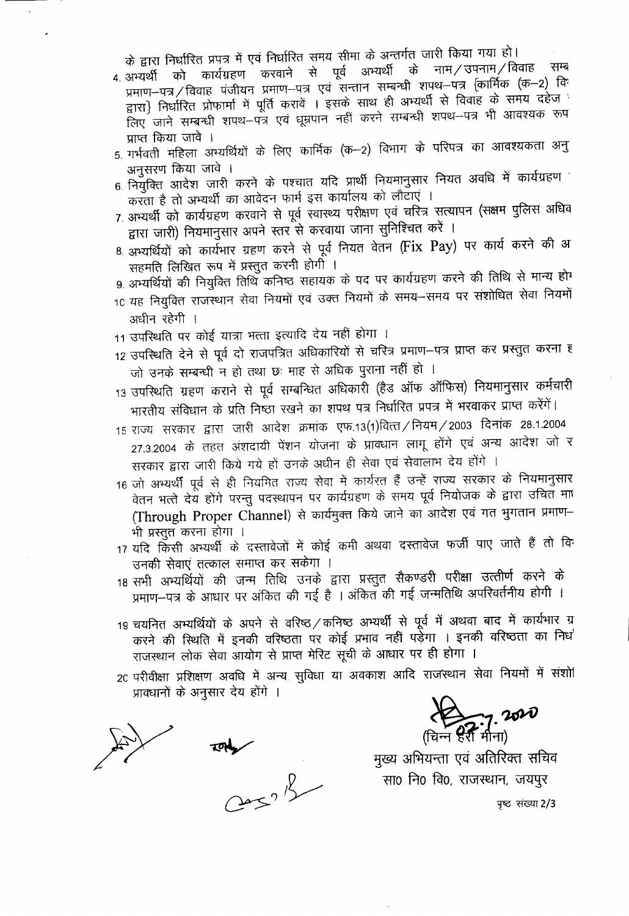के द्वारा निर्धारित प्रपत्र में एवं निर्धारित समय सीमा के अन्तर्गत जारी किया गया हो।

4. अभ्यर्थी को कार्यग्रहण करवाने से पूर्व अभ्यर्थी के नाम/उपनाम/विवाह सम्ब प्रमाण–पत्र/विवाह पंजीयन प्रमाण–पत्र एवं सन्तान सम्बन्धी शपथ–पत्र {कार्मिक (क–2) वि द्वारा} निर्धारित प्रोफार्मा में पूर्ति करावें । इसके साथ ही अभ्यर्थी से विवाह के समय दहेज लिए जाने सम्बन्धी शपथ–पत्र एवं धूम्रपान नहीं करने सम्बन्धी शपथ–पत्र भी आवश्यक रूप प्राप्त किया जावे ।
5. गर्भवती महिला अभ्यर्थियों के लिए कार्मिक (क–2) विभाग के परिपत्र का आवश्यकता अनु अनुसरण किया जावे ।
6. नियुक्ति आदेश जारी करने के पश्चात यदि प्रार्थी नियमानुसार नियत अवधि में कार्यग्रहण करता है तो अभ्यर्थी का आवेदन फार्म इस कार्यालय को लौटाएं ।
7. अभ्यर्थी को कार्यग्रहण करवाने से पूर्व स्वास्थ्य परीक्षण एवं चरित्र सत्यापन (सक्षम पुलिस अधिव द्वारा जारी) नियमानुसार अपने स्तर से करवाया जाना सुनिश्चित करें ।
8. अभ्यर्थियों को कार्यभार ग्रहण करने से पूर्व नियत वेतन (Fix Pay) पर कार्य करने की अ सहमति लिखित रूप में प्रस्तुत करनी होगी ।
9. अभ्यर्थियों की नियुक्ति तिथि कनिष्ठ सहायक के पद पर कार्यग्रहण करने की तिथि से मान्य होग
10. यह नियुक्ति राजस्थान सेवा नियमों एवं उक्त नियमों के समय–समय पर संशोधित सेवा नियमों अधीन रहेगी ।
11. उपस्थिति पर कोई यात्रा भत्ता इत्यादि देय नहीं होगा ।
12. उपस्थिति देने से पूर्व दो राजपत्रित अधिकारियों से चरित्र प्रमाण–पत्र प्राप्त कर प्रस्तुत करना ह जो उनके सम्बन्धी न हो तथा छः माह से अधिक पुराना नहीं हो ।
13. उपस्थिति ग्रहण कराने से पूर्व सम्बन्धित अधिकारी (हैड ऑफ ऑफिस) नियमानुसार कर्मचारी भारतीय संविधान के प्रति निष्ठा रखने का शपथ पत्र निर्धारित प्रपत्र में भरवाकर प्राप्त करेंगें।
15. राज्य सरकार द्वारा जारी आदेश क्रमांक एफ.13(1)वित्त/नियम/2003 दिनांक 28.1.2004 27.3.2004 के तहत अंशदायी पेंशन योजना के प्रावधान लागू होंगे एवं अन्य आदेश जो र सरकार द्वारा जारी किये गये हों उनके अधीन ही सेवा एवं सेवालाभ देय होंगे ।
16. जो अभ्यर्थी पूर्व से ही नियमित राज्य सेवा में कार्यरत हैं उन्हें राज्य सरकार के नियमानुसार वेतन भत्ते देय होंगे परन्तु पदस्थापन पर कार्यग्रहण के समय पूर्व नियोजक के द्वारा उचित मा (Through Proper Channel) से कार्यमुक्त किये जाने का आदेश एवं गत भुगतान प्रमाण– भी प्रस्तुत करना होगा ।
17. यदि किसी अभ्यर्थी के दस्तावेजों में कोई कमी अथवा दस्तावेज फर्जी पाए जाते हैं तो वि उनकी सेवाएं तत्काल समाप्त कर सकेगा ।
18. सभी अभ्यर्थियों की जन्म तिथि उनके द्वारा प्रस्तुत सैकण्डरी परीक्षा उत्तीर्ण करने के प्रमाण–पत्र के आधार पर अंकित की गई है । अंकित की गई जन्मतिथि अपरिवर्तनीय होगी ।
19. चयनित अभ्यर्थियों के अपने से वरिष्ठ/कनिष्ठ अभ्यर्थी से पूर्व में अथवा बाद में कार्यभार ग्र करने की स्थिति में इनकी वरिष्ठता पर कोई प्रभाव नहीं पड़ेगा । इनकी वरिष्ठता का निध राजस्थान लोक सेवा आयोग से प्राप्त मेरिट सूची के आधार पर ही होगा ।
20. परीवीक्षा प्रशिक्षण अवधि में अन्य सुविधा या अवकाश आदि राजस्थान सेवा नियमों में संशो प्रावधानों के अनुसार देय होंगे ।

02.7.2020

(चिन्न हरी मीना)

मुख्य अभियन्ता एवं अतिरिक्त सचिव

सा0 नि0 वि0, राजस्थान, जयपुर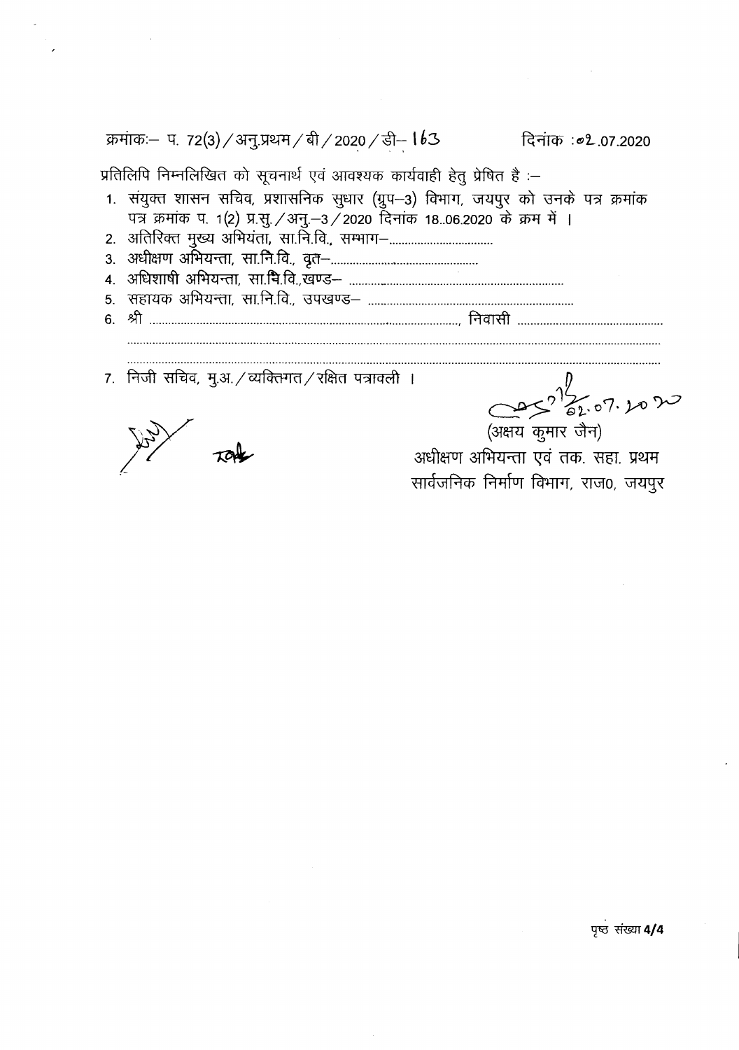क्रमांकः– प. 72(3)/अनु.प्रथम/बी/2020/डी– 163 दिनांक :02.07.2020

प्रतिलिपि निम्नलिखित को सूचनार्थ एवं आवश्यक कार्यवाही हेतु प्रेषित है :–

1. संयुक्त शासन सचिव, प्रशासनिक सुधार (ग्रुप–3) विभाग, जयपुर को उनके पत्र क्रमांक पत्र क्रमांक प. 1(2) प्र.सु./अनु.–3/2020 दिनांक 18..06.2020 के क्रम में ।
2. अतिरिक्त मुख्य अभियंता, सा.नि.वि., सम्भाग–...............................
3. अधीक्षण अभियन्ता, सा.नि.वि., वृत–..............................................
4. अधिशाषी अभियन्ता, सा.नि.वि.,खण्ड– ..................................................................
5. सहायक अभियन्ता, सा.नि.वि., उपखण्ड– ................................................................
6. श्री ......................................................................................., निवासी ................................................
...............................................................................................................................................
...............................................................................................................................................
7. निजी सचिव, मु.अ./व्यक्तिगत/रक्षित पत्रावली ।

02.07.2020

(अक्षय कुमार जैन)
अधीक्षण अभियन्ता एवं तक. सहा. प्रथम
सार्वजनिक निर्माण विभाग, राज0, जयपुर